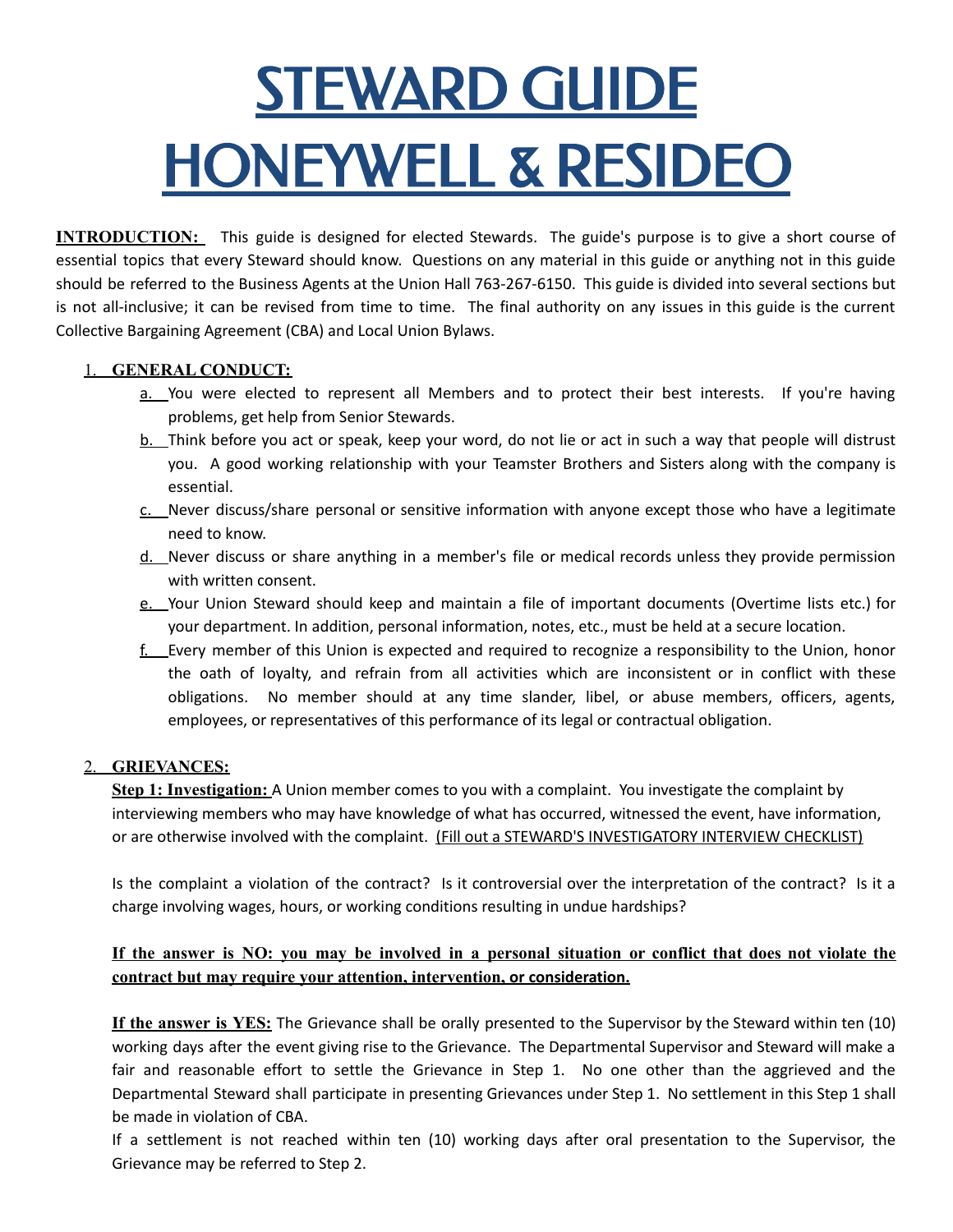# STEWARD GUIDE HONEYWELL & RESIDEO

**INTRODUCTION:** This guide is designed for elected Stewards. The guide's purpose is to give a short course of essential topics that every Steward should know. Questions on any material in this guide or anything not in this guide should be referred to the Business Agents at the Union Hall 763-267-6150. This guide is divided into several sections but is not all-inclusive; it can be revised from time to time. The final authority on any issues in this guide is the current Collective Bargaining Agreement (CBA) and Local Union Bylaws.

1. **GENERAL CONDUCT:**
   a. You were elected to represent all Members and to protect their best interests. If you're having problems, get help from Senior Stewards.
   b. Think before you act or speak, keep your word, do not lie or act in such a way that people will distrust you. A good working relationship with your Teamster Brothers and Sisters along with the company is essential.
   c. Never discuss/share personal or sensitive information with anyone except those who have a legitimate need to know.
   d. Never discuss or share anything in a member's file or medical records unless they provide permission with written consent.
   e. Your Union Steward should keep and maintain a file of important documents (Overtime lists etc.) for your department. In addition, personal information, notes, etc., must be held at a secure location.
   f. Every member of this Union is expected and required to recognize a responsibility to the Union, honor the oath of loyalty, and refrain from all activities which are inconsistent or in conflict with these obligations. No member should at any time slander, libel, or abuse members, officers, agents, employees, or representatives of this performance of its legal or contractual obligation.

2. **GRIEVANCES:**

**Step 1: Investigation:** A Union member comes to you with a complaint. You investigate the complaint by interviewing members who may have knowledge of what has occurred, witnessed the event, have information, or are otherwise involved with the complaint. (Fill out a STEWARD'S INVESTIGATORY INTERVIEW CHECKLIST)

Is the complaint a violation of the contract? Is it controversial over the interpretation of the contract? Is it a charge involving wages, hours, or working conditions resulting in undue hardships?

**If the answer is NO: you may be involved in a personal situation or conflict that does not violate the contract but may require your attention, intervention, or consideration.**

**If the answer is YES:** The Grievance shall be orally presented to the Supervisor by the Steward within ten (10) working days after the event giving rise to the Grievance. The Departmental Supervisor and Steward will make a fair and reasonable effort to settle the Grievance in Step 1. No one other than the aggrieved and the Departmental Steward shall participate in presenting Grievances under Step 1. No settlement in this Step 1 shall be made in violation of CBA.

If a settlement is not reached within ten (10) working days after oral presentation to the Supervisor, the Grievance may be referred to Step 2.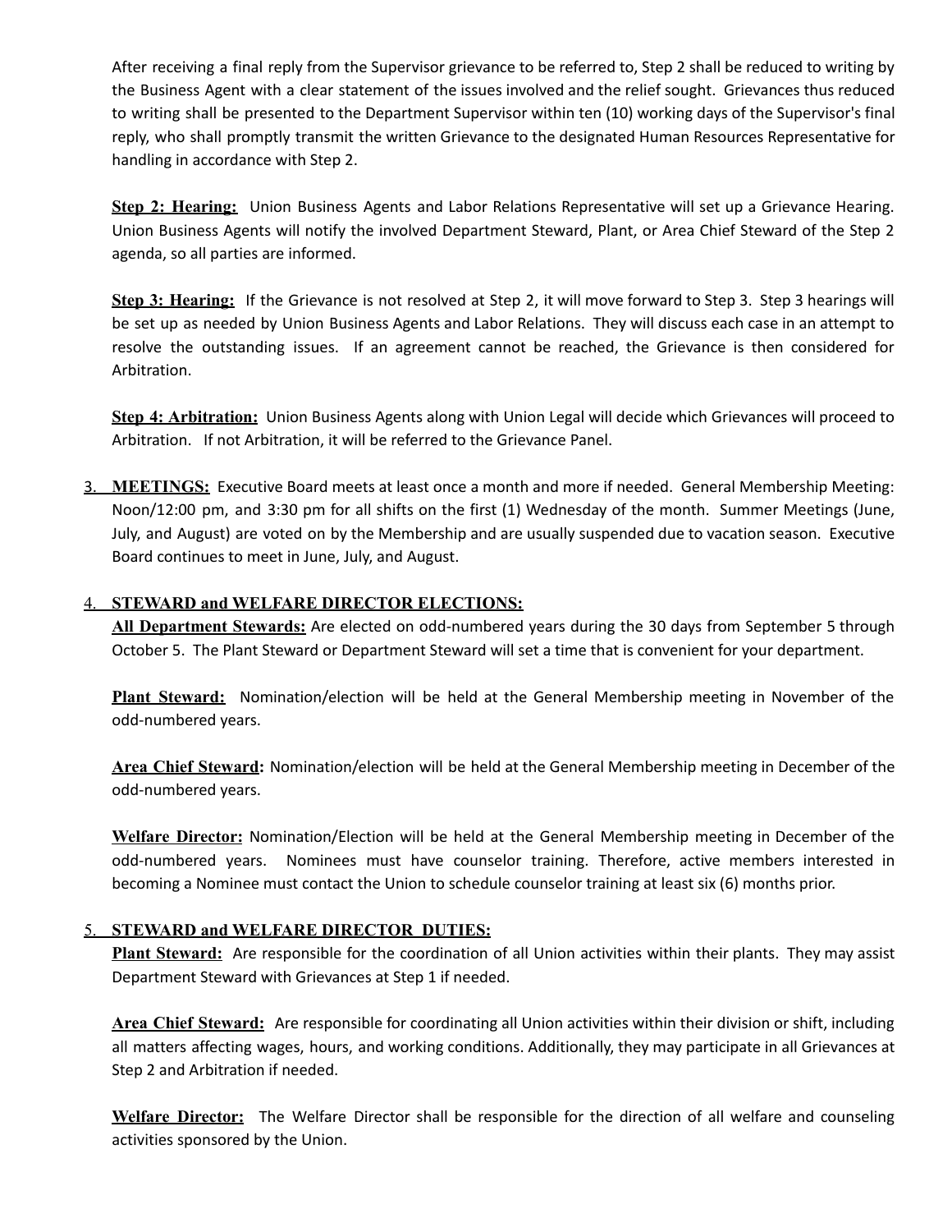After receiving a final reply from the Supervisor grievance to be referred to, Step 2 shall be reduced to writing by the Business Agent with a clear statement of the issues involved and the relief sought. Grievances thus reduced to writing shall be presented to the Department Supervisor within ten (10) working days of the Supervisor's final reply, who shall promptly transmit the written Grievance to the designated Human Resources Representative for handling in accordance with Step 2.

**Step 2: Hearing:** Union Business Agents and Labor Relations Representative will set up a Grievance Hearing. Union Business Agents will notify the involved Department Steward, Plant, or Area Chief Steward of the Step 2 agenda, so all parties are informed.

**Step 3: Hearing:** If the Grievance is not resolved at Step 2, it will move forward to Step 3. Step 3 hearings will be set up as needed by Union Business Agents and Labor Relations. They will discuss each case in an attempt to resolve the outstanding issues. If an agreement cannot be reached, the Grievance is then considered for Arbitration.

**Step 4: Arbitration:** Union Business Agents along with Union Legal will decide which Grievances will proceed to Arbitration. If not Arbitration, it will be referred to the Grievance Panel.

3. **MEETINGS:** Executive Board meets at least once a month and more if needed. General Membership Meeting: Noon/12:00 pm, and 3:30 pm for all shifts on the first (1) Wednesday of the month. Summer Meetings (June, July, and August) are voted on by the Membership and are usually suspended due to vacation season. Executive Board continues to meet in June, July, and August.

4. **STEWARD and WELFARE DIRECTOR ELECTIONS:**

   **All Department Stewards:** Are elected on odd-numbered years during the 30 days from September 5 through October 5. The Plant Steward or Department Steward will set a time that is convenient for your department.

   **Plant Steward:** Nomination/election will be held at the General Membership meeting in November of the odd-numbered years.

   **Area Chief Steward:** Nomination/election will be held at the General Membership meeting in December of the odd-numbered years.

   **Welfare Director:** Nomination/Election will be held at the General Membership meeting in December of the odd-numbered years. Nominees must have counselor training. Therefore, active members interested in becoming a Nominee must contact the Union to schedule counselor training at least six (6) months prior.

5. **STEWARD and WELFARE DIRECTOR DUTIES:**

   **Plant Steward:** Are responsible for the coordination of all Union activities within their plants. They may assist Department Steward with Grievances at Step 1 if needed.

   **Area Chief Steward:** Are responsible for coordinating all Union activities within their division or shift, including all matters affecting wages, hours, and working conditions. Additionally, they may participate in all Grievances at Step 2 and Arbitration if needed.

   **Welfare Director:** The Welfare Director shall be responsible for the direction of all welfare and counseling activities sponsored by the Union.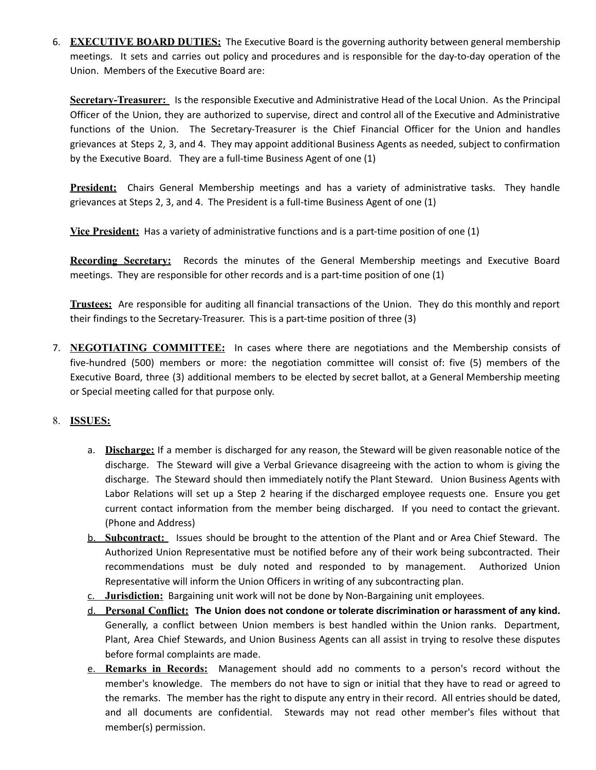6. **EXECUTIVE BOARD DUTIES:** The Executive Board is the governing authority between general membership meetings. It sets and carries out policy and procedures and is responsible for the day-to-day operation of the Union. Members of the Executive Board are:

   **Secretary-Treasurer:** Is the responsible Executive and Administrative Head of the Local Union. As the Principal Officer of the Union, they are authorized to supervise, direct and control all of the Executive and Administrative functions of the Union. The Secretary-Treasurer is the Chief Financial Officer for the Union and handles grievances at Steps 2, 3, and 4. They may appoint additional Business Agents as needed, subject to confirmation by the Executive Board. They are a full-time Business Agent of one (1)

   **President:** Chairs General Membership meetings and has a variety of administrative tasks. They handle grievances at Steps 2, 3, and 4. The President is a full-time Business Agent of one (1)

   **Vice President:** Has a variety of administrative functions and is a part-time position of one (1)

   **Recording Secretary:** Records the minutes of the General Membership meetings and Executive Board meetings. They are responsible for other records and is a part-time position of one (1)

   **Trustees:** Are responsible for auditing all financial transactions of the Union. They do this monthly and report their findings to the Secretary-Treasurer. This is a part-time position of three (3)

7. **NEGOTIATING COMMITTEE:** In cases where there are negotiations and the Membership consists of five-hundred (500) members or more: the negotiation committee will consist of: five (5) members of the Executive Board, three (3) additional members to be elected by secret ballot, at a General Membership meeting or Special meeting called for that purpose only.

8. **ISSUES:**

   a. **Discharge:** If a member is discharged for any reason, the Steward will be given reasonable notice of the discharge. The Steward will give a Verbal Grievance disagreeing with the action to whom is giving the discharge. The Steward should then immediately notify the Plant Steward. Union Business Agents with Labor Relations will set up a Step 2 hearing if the discharged employee requests one. Ensure you get current contact information from the member being discharged. If you need to contact the grievant. (Phone and Address)

   b. **Subcontract:** Issues should be brought to the attention of the Plant and or Area Chief Steward. The Authorized Union Representative must be notified before any of their work being subcontracted. Their recommendations must be duly noted and responded to by management. Authorized Union Representative will inform the Union Officers in writing of any subcontracting plan.

   c. **Jurisdiction:** Bargaining unit work will not be done by Non-Bargaining unit employees.

   d. **Personal Conflict:** **The Union does not condone or tolerate discrimination or harassment of any kind.** Generally, a conflict between Union members is best handled within the Union ranks. Department, Plant, Area Chief Stewards, and Union Business Agents can all assist in trying to resolve these disputes before formal complaints are made.

   e. **Remarks in Records:** Management should add no comments to a person's record without the member's knowledge. The members do not have to sign or initial that they have to read or agreed to the remarks. The member has the right to dispute any entry in their record. All entries should be dated, and all documents are confidential. Stewards may not read other member's files without that member(s) permission.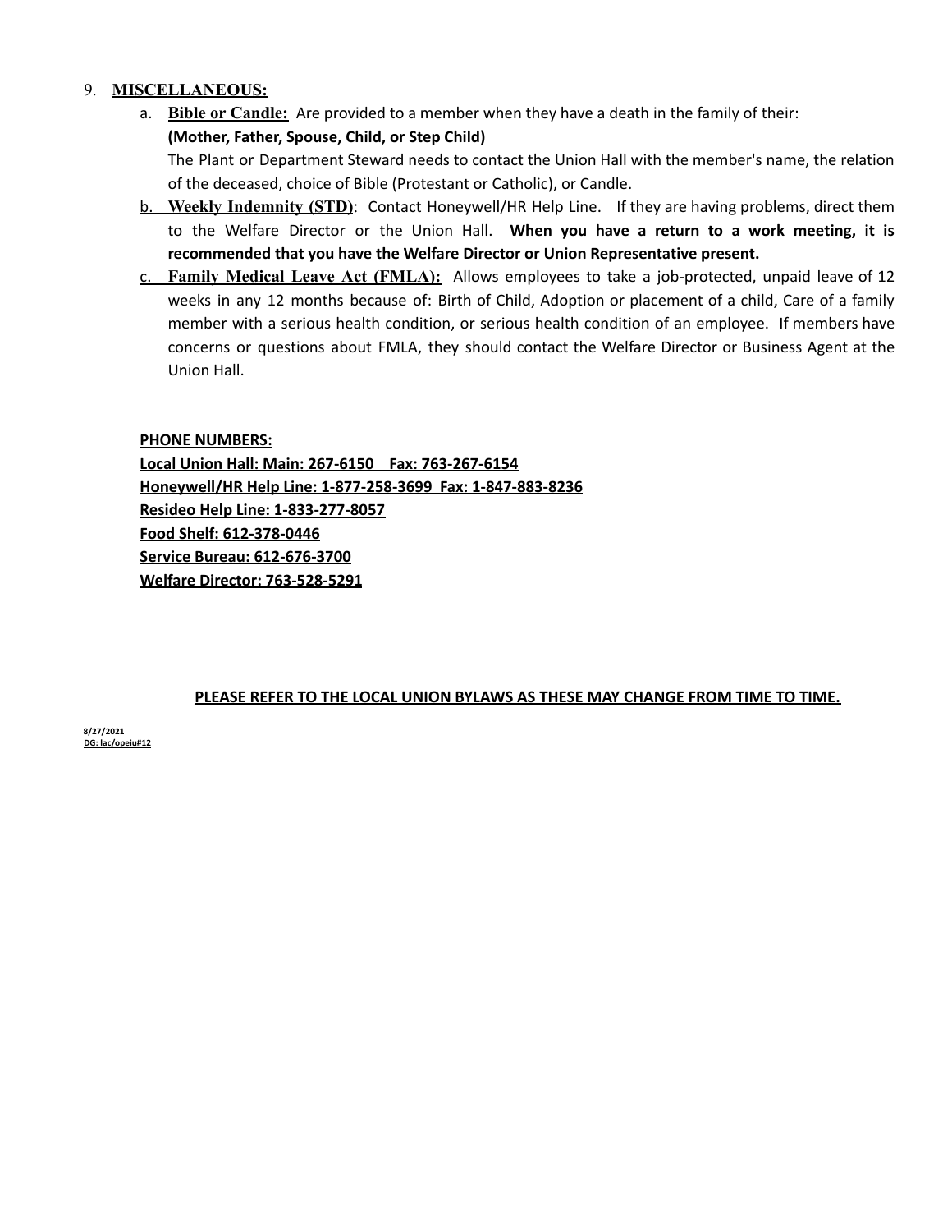9. **MISCELLANEOUS:**

   a. **Bible or Candle:** Are provided to a member when they have a death in the family of their: **(Mother, Father, Spouse, Child, or Step Child)**
   The Plant or Department Steward needs to contact the Union Hall with the member's name, the relation of the deceased, choice of Bible (Protestant or Catholic), or Candle.

   b. **Weekly Indemnity (STD)**: Contact Honeywell/HR Help Line. If they are having problems, direct them to the Welfare Director or the Union Hall. **When you have a return to a work meeting, it is recommended that you have the Welfare Director or Union Representative present.**

   c. **Family Medical Leave Act (FMLA):** Allows employees to take a job-protected, unpaid leave of 12 weeks in any 12 months because of: Birth of Child, Adoption or placement of a child, Care of a family member with a serious health condition, or serious health condition of an employee. If members have concerns or questions about FMLA, they should contact the Welfare Director or Business Agent at the Union Hall.

**PHONE NUMBERS:**
**Local Union Hall: Main: 267-6150 Fax: 763-267-6154**
**Honeywell/HR Help Line: 1-877-258-3699 Fax: 1-847-883-8236**
**Resideo Help Line: 1-833-277-8057**
**Food Shelf: 612-378-0446**
**Service Bureau: 612-676-3700**
**Welfare Director: 763-528-5291**

**PLEASE REFER TO THE LOCAL UNION BYLAWS AS THESE MAY CHANGE FROM TIME TO TIME.**

8/27/2021
DG: lac/opeiu#12